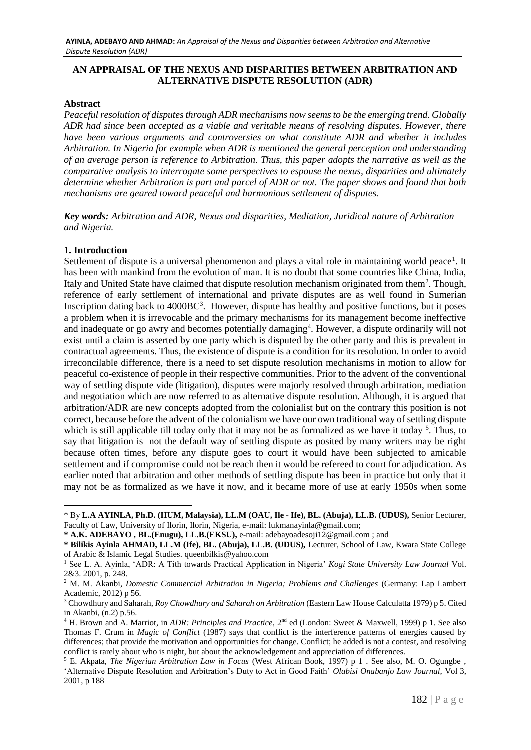# AN APPRAISAL OF THE NEXUS AND DISPARITIES BETWEEN ARBITRATION AND ALTERNATIVE DISPUTE RESOLUTION (ADR)

## Abstract

*Peaceful resolution of disputes through ADR mechanisms now seems to be the emerging trend. Globally ADR had since been accepted as a viable and veritable means of resolving disputes. However, there have been various arguments and controversies on what constitute ADR and whether it includes Arbitration. In Nigeria for example when ADR is mentioned the general perception and understanding of an average person is reference to Arbitration. Thus, this paper adopts the narrative as well as the comparative analysis to interrogate some perspectives to espouse the nexus, disparities and ultimately determine whether Arbitration is part and parcel of ADR or not. The paper shows and found that both mechanisms are geared toward peaceful and harmonious settlement of disputes.*

***Key words:*** *Arbitration and ADR, Nexus and disparities, Mediation, Juridical nature of Arbitration and Nigeria.*

## 1. Introduction

Settlement of dispute is a universal phenomenon and plays a vital role in maintaining world peace[1]. It has been with mankind from the evolution of man. It is no doubt that some countries like China, India, Italy and United State have claimed that dispute resolution mechanism originated from them[2]. Though, reference of early settlement of international and private disputes are as well found in Sumerian Inscription dating back to 4000BC[3]. However, dispute has healthy and positive functions, but it poses a problem when it is irrevocable and the primary mechanisms for its management become ineffective and inadequate or go awry and becomes potentially damaging[4]. However, a dispute ordinarily will not exist until a claim is asserted by one party which is disputed by the other party and this is prevalent in contractual agreements. Thus, the existence of dispute is a condition for its resolution. In order to avoid irreconcilable difference, there is a need to set dispute resolution mechanisms in motion to allow for peaceful co-existence of people in their respective communities. Prior to the advent of the conventional way of settling dispute vide (litigation), disputes were majorly resolved through arbitration, mediation and negotiation which are now referred to as alternative dispute resolution. Although, it is argued that arbitration/ADR are new concepts adopted from the colonialist but on the contrary this position is not correct, because before the advent of the colonialism we have our own traditional way of settling dispute which is still applicable till today only that it may not be as formalized as we have it today [5]. Thus, to say that litigation is not the default way of settling dispute as posited by many writers may be right because often times, before any dispute goes to court it would have been subjected to amicable settlement and if compromise could not be reach then it would be refereed to court for adjudication. As earlier noted that arbitration and other methods of settling dispute has been in practice but only that it may not be as formalized as we have it now, and it became more of use at early 1950s when some

---

\* By **L.A AYINLA, Ph.D. (IIUM, Malaysia), LL.M (OAU, Ile - Ife), BL. (Abuja), LL.B. (UDUS),** Senior Lecturer, Faculty of Law, University of Ilorin, Ilorin, Nigeria, e-mail: lukmanayinla@gmail.com;

**\* A.K. ADEBAYO , BL.(Enugu), LL.B.(EKSU),** e-mail: adebayoadesoji12@gmail.com ; and

**\* Bilikis Ayinla AHMAD, LL.M (Ife), BL. (Abuja), LL.B. (UDUS),** Lecturer, School of Law, Kwara State College of Arabic & Islamic Legal Studies. queenbilkis@yahoo.com

[1] See L. A. Ayinla, 'ADR: A Tith towards Practical Application in Nigeria' *Kogi State University Law Journal* Vol. 2&3. 2001, p. 248.

[2] M. M. Akanbi, *Domestic Commercial Arbitration in Nigeria; Problems and Challenges* (Germany: Lap Lambert Academic, 2012) p 56.

[3] Chowdhury and Saharah, *Roy Chowdhury and Saharah on Arbitration* (Eastern Law House Calculatta 1979) p 5. Cited in Akanbi, (n.2) p.56.

[4] H. Brown and A. Marriot, in *ADR: Principles and Practice*, 2nd ed (London: Sweet & Maxwell, 1999) p 1. See also Thomas F. Crum in *Magic of Conflict* (1987) says that conflict is the interference patterns of energies caused by differences; that provide the motivation and opportunities for change. Conflict; he added is not a contest, and resolving conflict is rarely about who is night, but about the acknowledgement and appreciation of differences.

[5] E. Akpata, *The Nigerian Arbitration Law in Focus* (West African Book, 1997) p 1 . See also, M. O. Ogungbe , 'Alternative Dispute Resolution and Arbitration's Duty to Act in Good Faith' *Olabisi Onabanjo Law Journal*, Vol 3, 2001, p 188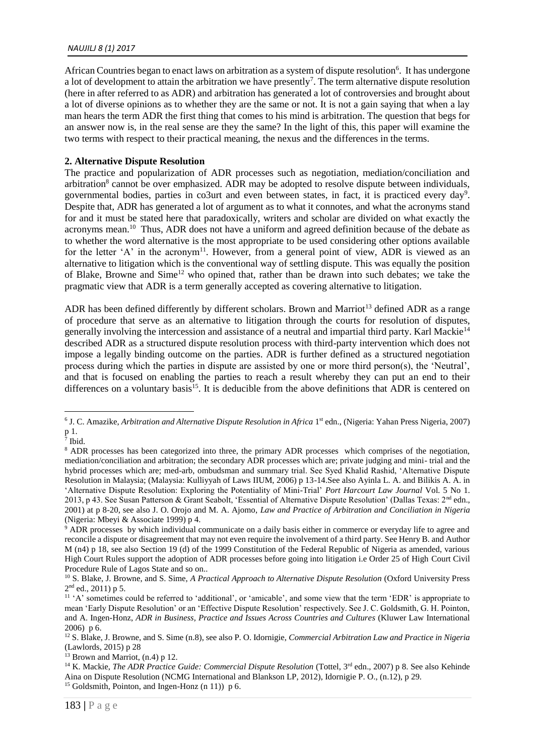African Countries began to enact laws on arbitration as a system of dispute resolution[6]. It has undergone a lot of development to attain the arbitration we have presently[7]. The term alternative dispute resolution (here in after referred to as ADR) and arbitration has generated a lot of controversies and brought about a lot of diverse opinions as to whether they are the same or not. It is not a gain saying that when a lay man hears the term ADR the first thing that comes to his mind is arbitration. The question that begs for an answer now is, in the real sense are they the same? In the light of this, this paper will examine the two terms with respect to their practical meaning, the nexus and the differences in the terms.

## 2. Alternative Dispute Resolution

The practice and popularization of ADR processes such as negotiation, mediation/conciliation and arbitration[8] cannot be over emphasized. ADR may be adopted to resolve dispute between individuals, governmental bodies, parties in co3urt and even between states, in fact, it is practiced every day[9]. Despite that, ADR has generated a lot of argument as to what it connotes, and what the acronyms stand for and it must be stated here that paradoxically, writers and scholar are divided on what exactly the acronyms mean.[10] Thus, ADR does not have a uniform and agreed definition because of the debate as to whether the word alternative is the most appropriate to be used considering other options available for the letter 'A' in the acronym[11]. However, from a general point of view, ADR is viewed as an alternative to litigation which is the conventional way of settling dispute. This was equally the position of Blake, Browne and Sime[12] who opined that, rather than be drawn into such debates; we take the pragmatic view that ADR is a term generally accepted as covering alternative to litigation.

ADR has been defined differently by different scholars. Brown and Marriot[13] defined ADR as a range of procedure that serve as an alternative to litigation through the courts for resolution of disputes, generally involving the intercession and assistance of a neutral and impartial third party. Karl Mackie[14] described ADR as a structured dispute resolution process with third-party intervention which does not impose a legally binding outcome on the parties. ADR is further defined as a structured negotiation process during which the parties in dispute are assisted by one or more third person(s), the 'Neutral', and that is focused on enabling the parties to reach a result whereby they can put an end to their differences on a voluntary basis[15]. It is deducible from the above definitions that ADR is centered on

---

[6] J. C. Amazike, *Arbitration and Alternative Dispute Resolution in Africa* 1st edn., (Nigeria: Yahan Press Nigeria, 2007) p 1.

[7] Ibid.

[8] ADR processes has been categorized into three, the primary ADR processes which comprises of the negotiation, mediation/conciliation and arbitration; the secondary ADR processes which are; private judging and mini- trial and the hybrid processes which are; med-arb, ombudsman and summary trial. See Syed Khalid Rashid, 'Alternative Dispute Resolution in Malaysia; (Malaysia: Kulliyyah of Laws IIUM, 2006) p 13-14.See also Ayinla L. A. and Bilikis A. A. in 'Alternative Dispute Resolution: Exploring the Potentiality of Mini-Trial' *Port Harcourt Law Journal* Vol. 5 No 1. 2013, p 43. See Susan Patterson & Grant Seabolt, 'Essential of Alternative Dispute Resolution' (Dallas Texas: 2nd edn., 2001) at p 8-20, see also J. O. Orojo and M. A. Ajomo, *Law and Practice of Arbitration and Conciliation in Nigeria* (Nigeria: Mbeyi & Associate 1999) p 4.

[9] ADR processes by which individual communicate on a daily basis either in commerce or everyday life to agree and reconcile a dispute or disagreement that may not even require the involvement of a third party. See Henry B. and Author M (n4) p 18, see also Section 19 (d) of the 1999 Constitution of the Federal Republic of Nigeria as amended, various High Court Rules support the adoption of ADR processes before going into litigation i.e Order 25 of High Court Civil Procedure Rule of Lagos State and so on..

[10] S. Blake, J. Browne, and S. Sime, *A Practical Approach to Alternative Dispute Resolution* (Oxford University Press 2nd ed., 2011) p 5.

[11] 'A' sometimes could be referred to 'additional', or 'amicable', and some view that the term 'EDR' is appropriate to mean 'Early Dispute Resolution' or an 'Effective Dispute Resolution' respectively. See J. C. Goldsmith, G. H. Pointon, and A. Ingen-Honz, *ADR in Business, Practice and Issues Across Countries and Cultures* (Kluwer Law International 2006) p 6.

[12] S. Blake, J. Browne, and S. Sime (n.8), see also P. O. Idornigie, *Commercial Arbitration Law and Practice in Nigeria* (Lawlords, 2015) p 28

[13] Brown and Marriot, (n.4) p 12.

[14] K. Mackie, *The ADR Practice Guide: Commercial Dispute Resolution* (Tottel, 3rd edn., 2007) p 8. See also Kehinde Aina on Dispute Resolution (NCMG International and Blankson LP, 2012), Idornigie P. O., (n.12), p 29.

[15] Goldsmith, Pointon, and Ingen-Honz (n 11)) p 6.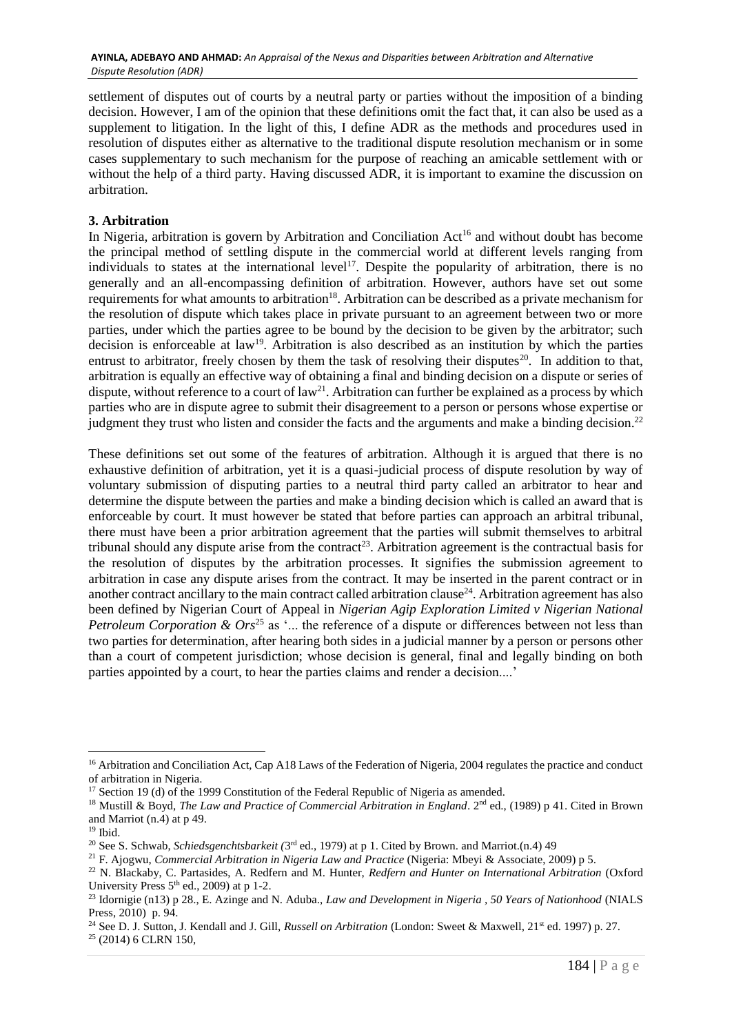settlement of disputes out of courts by a neutral party or parties without the imposition of a binding decision. However, I am of the opinion that these definitions omit the fact that, it can also be used as a supplement to litigation. In the light of this, I define ADR as the methods and procedures used in resolution of disputes either as alternative to the traditional dispute resolution mechanism or in some cases supplementary to such mechanism for the purpose of reaching an amicable settlement with or without the help of a third party. Having discussed ADR, it is important to examine the discussion on arbitration.

### 3. Arbitration

In Nigeria, arbitration is govern by Arbitration and Conciliation Act[16] and without doubt has become the principal method of settling dispute in the commercial world at different levels ranging from individuals to states at the international level[17]. Despite the popularity of arbitration, there is no generally and an all-encompassing definition of arbitration. However, authors have set out some requirements for what amounts to arbitration[18]. Arbitration can be described as a private mechanism for the resolution of dispute which takes place in private pursuant to an agreement between two or more parties, under which the parties agree to be bound by the decision to be given by the arbitrator; such decision is enforceable at law[19]. Arbitration is also described as an institution by which the parties entrust to arbitrator, freely chosen by them the task of resolving their disputes[20]. In addition to that, arbitration is equally an effective way of obtaining a final and binding decision on a dispute or series of dispute, without reference to a court of law[21]. Arbitration can further be explained as a process by which parties who are in dispute agree to submit their disagreement to a person or persons whose expertise or judgment they trust who listen and consider the facts and the arguments and make a binding decision.[22]

These definitions set out some of the features of arbitration. Although it is argued that there is no exhaustive definition of arbitration, yet it is a quasi-judicial process of dispute resolution by way of voluntary submission of disputing parties to a neutral third party called an arbitrator to hear and determine the dispute between the parties and make a binding decision which is called an award that is enforceable by court. It must however be stated that before parties can approach an arbitral tribunal, there must have been a prior arbitration agreement that the parties will submit themselves to arbitral tribunal should any dispute arise from the contract[23]. Arbitration agreement is the contractual basis for the resolution of disputes by the arbitration processes. It signifies the submission agreement to arbitration in case any dispute arises from the contract. It may be inserted in the parent contract or in another contract ancillary to the main contract called arbitration clause[24]. Arbitration agreement has also been defined by Nigerian Court of Appeal in *Nigerian Agip Exploration Limited v Nigerian National Petroleum Corporation & Ors*[25] as '... the reference of a dispute or differences between not less than two parties for determination, after hearing both sides in a judicial manner by a person or persons other than a court of competent jurisdiction; whose decision is general, final and legally binding on both parties appointed by a court, to hear the parties claims and render a decision....'

---

[16] Arbitration and Conciliation Act, Cap A18 Laws of the Federation of Nigeria, 2004 regulates the practice and conduct of arbitration in Nigeria.

[17] Section 19 (d) of the 1999 Constitution of the Federal Republic of Nigeria as amended.

[18] Mustill & Boyd, *The Law and Practice of Commercial Arbitration in England*. 2nd ed., (1989) p 41. Cited in Brown and Marriot (n.4) at p 49.

[19] Ibid.

[20] See S. Schwab, *Schiedsgenchtsbarkeit (*3rd ed., 1979) at p 1. Cited by Brown. and Marriot.(n.4) 49

[21] F. Ajogwu, *Commercial Arbitration in Nigeria Law and Practice* (Nigeria: Mbeyi & Associate, 2009) p 5.

[22] N. Blackaby, C. Partasides, A. Redfern and M. Hunter, *Redfern and Hunter on International Arbitration* (Oxford University Press 5th ed., 2009) at p 1-2.

[23] Idornigie (n13) p 28., E. Azinge and N. Aduba., *Law and Development in Nigeria , 50 Years of Nationhood* (NIALS Press, 2010) p. 94.

[24] See D. J. Sutton, J. Kendall and J. Gill, *Russell on Arbitration* (London: Sweet & Maxwell, 21st ed. 1997) p. 27.

[25] (2014) 6 CLRN 150,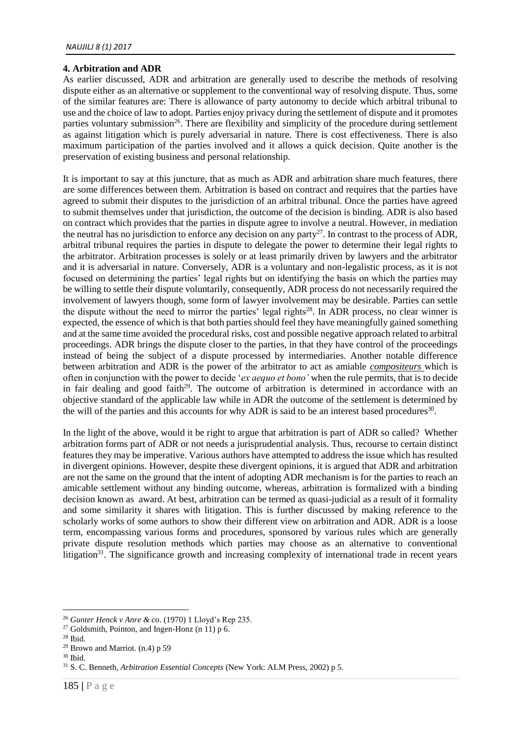## 4. Arbitration and ADR

As earlier discussed, ADR and arbitration are generally used to describe the methods of resolving dispute either as an alternative or supplement to the conventional way of resolving dispute. Thus, some of the similar features are: There is allowance of party autonomy to decide which arbitral tribunal to use and the choice of law to adopt. Parties enjoy privacy during the settlement of dispute and it promotes parties voluntary submission[26]. There are flexibility and simplicity of the procedure during settlement as against litigation which is purely adversarial in nature. There is cost effectiveness. There is also maximum participation of the parties involved and it allows a quick decision. Quite another is the preservation of existing business and personal relationship.

It is important to say at this juncture, that as much as ADR and arbitration share much features, there are some differences between them. Arbitration is based on contract and requires that the parties have agreed to submit their disputes to the jurisdiction of an arbitral tribunal. Once the parties have agreed to submit themselves under that jurisdiction, the outcome of the decision is binding. ADR is also based on contract which provides that the parties in dispute agree to involve a neutral. However, in mediation the neutral has no jurisdiction to enforce any decision on any party[27]. In contrast to the process of ADR, arbitral tribunal requires the parties in dispute to delegate the power to determine their legal rights to the arbitrator. Arbitration processes is solely or at least primarily driven by lawyers and the arbitrator and it is adversarial in nature. Conversely, ADR is a voluntary and non-legalistic process, as it is not focused on determining the parties' legal rights but on identifying the basis on which the parties may be willing to settle their dispute voluntarily, consequently, ADR process do not necessarily required the involvement of lawyers though, some form of lawyer involvement may be desirable. Parties can settle the dispute without the need to mirror the parties' legal rights[28]. In ADR process, no clear winner is expected, the essence of which is that both parties should feel they have meaningfully gained something and at the same time avoided the procedural risks, cost and possible negative approach related to arbitral proceedings. ADR brings the dispute closer to the parties, in that they have control of the proceedings instead of being the subject of a dispute processed by intermediaries. Another notable difference between arbitration and ADR is the power of the arbitrator to act as amiable ***compositeurs*** which is often in conjunction with the power to decide '*ex aequo et bono'* when the rule permits, that is to decide in fair dealing and good faith[29]. The outcome of arbitration is determined in accordance with an objective standard of the applicable law while in ADR the outcome of the settlement is determined by the will of the parties and this accounts for why ADR is said to be an interest based procedures[30].

In the light of the above, would it be right to argue that arbitration is part of ADR so called? Whether arbitration forms part of ADR or not needs a jurisprudential analysis. Thus, recourse to certain distinct features they may be imperative. Various authors have attempted to address the issue which has resulted in divergent opinions. However, despite these divergent opinions, it is argued that ADR and arbitration are not the same on the ground that the intent of adopting ADR mechanism is for the parties to reach an amicable settlement without any binding outcome, whereas, arbitration is formalized with a binding decision known as award. At best, arbitration can be termed as quasi-judicial as a result of it formality and some similarity it shares with litigation. This is further discussed by making reference to the scholarly works of some authors to show their different view on arbitration and ADR. ADR is a loose term, encompassing various forms and procedures, sponsored by various rules which are generally private dispute resolution methods which parties may choose as an alternative to conventional litigation[31]. The significance growth and increasing complexity of international trade in recent years

---

[26] *Gunter Henck v Anre & co*. (1970) 1 Lloyd's Rep 235.

[27] Goldsmith, Pointon, and Ingen-Honz (n 11) p 6.

[28] Ibid.

[29] Brown and Marriot. (n.4) p 59

[30] Ibid.

[31] S. C. Benneth, *Arbitration Essential Concepts* (New York: ALM Press, 2002) p 5.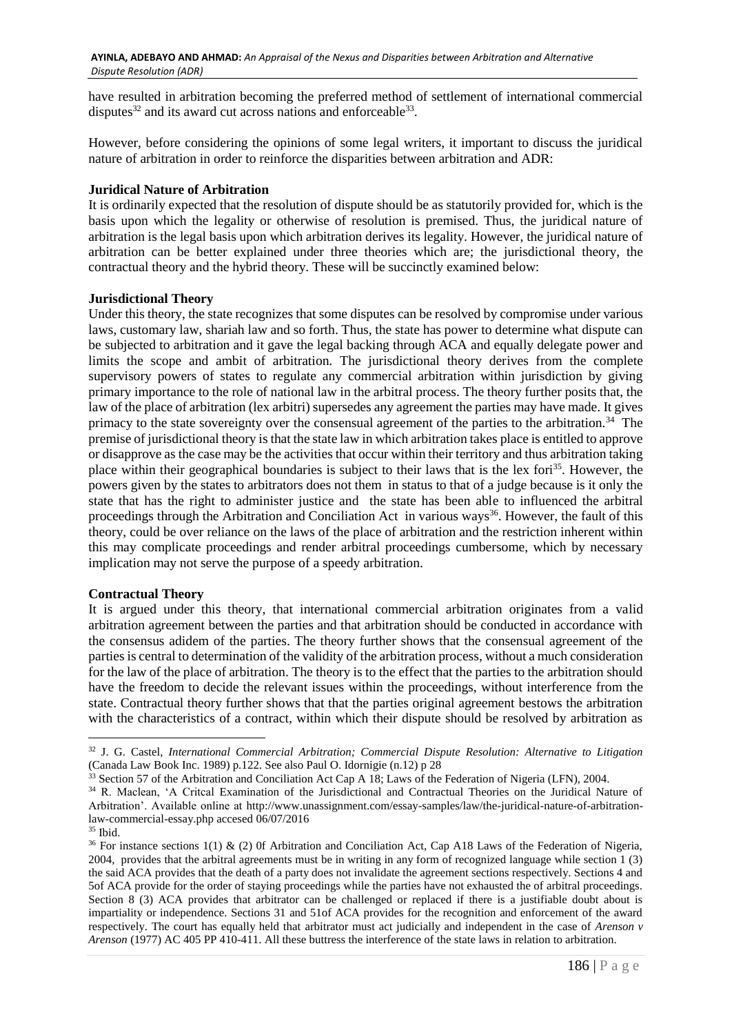have resulted in arbitration becoming the preferred method of settlement of international commercial disputes[32] and its award cut across nations and enforceable[33].

However, before considering the opinions of some legal writers, it important to discuss the juridical nature of arbitration in order to reinforce the disparities between arbitration and ADR:

### Juridical Nature of Arbitration

It is ordinarily expected that the resolution of dispute should be as statutorily provided for, which is the basis upon which the legality or otherwise of resolution is premised. Thus, the juridical nature of arbitration is the legal basis upon which arbitration derives its legality. However, the juridical nature of arbitration can be better explained under three theories which are; the jurisdictional theory, the contractual theory and the hybrid theory. These will be succinctly examined below:

### Jurisdictional Theory

Under this theory, the state recognizes that some disputes can be resolved by compromise under various laws, customary law, shariah law and so forth. Thus, the state has power to determine what dispute can be subjected to arbitration and it gave the legal backing through ACA and equally delegate power and limits the scope and ambit of arbitration. The jurisdictional theory derives from the complete supervisory powers of states to regulate any commercial arbitration within jurisdiction by giving primary importance to the role of national law in the arbitral process. The theory further posits that, the law of the place of arbitration (lex arbitri) supersedes any agreement the parties may have made. It gives primacy to the state sovereignty over the consensual agreement of the parties to the arbitration.[34] The premise of jurisdictional theory is that the state law in which arbitration takes place is entitled to approve or disapprove as the case may be the activities that occur within their territory and thus arbitration taking place within their geographical boundaries is subject to their laws that is the lex fori[35]. However, the powers given by the states to arbitrators does not them in status to that of a judge because is it only the state that has the right to administer justice and the state has been able to influenced the arbitral proceedings through the Arbitration and Conciliation Act in various ways[36]. However, the fault of this theory, could be over reliance on the laws of the place of arbitration and the restriction inherent within this may complicate proceedings and render arbitral proceedings cumbersome, which by necessary implication may not serve the purpose of a speedy arbitration.

### Contractual Theory

It is argued under this theory, that international commercial arbitration originates from a valid arbitration agreement between the parties and that arbitration should be conducted in accordance with the consensus adidem of the parties. The theory further shows that the consensual agreement of the parties is central to determination of the validity of the arbitration process, without a much consideration for the law of the place of arbitration. The theory is to the effect that the parties to the arbitration should have the freedom to decide the relevant issues within the proceedings, without interference from the state. Contractual theory further shows that that the parties original agreement bestows the arbitration with the characteristics of a contract, within which their dispute should be resolved by arbitration as

---

[32] J. G. Castel, *International Commercial Arbitration; Commercial Dispute Resolution: Alternative to Litigation* (Canada Law Book Inc. 1989) p.122. See also Paul O. Idornigie (n.12) p 28

[33] Section 57 of the Arbitration and Conciliation Act Cap A 18; Laws of the Federation of Nigeria (LFN), 2004.

[34] R. Maclean, 'A Critcal Examination of the Jurisdictional and Contractual Theories on the Juridical Nature of Arbitration'. Available online at http://www.unassignment.com/essay-samples/law/the-juridical-nature-of-arbitration-law-commercial-essay.php accesed 06/07/2016

[35] Ibid.

[36] For instance sections 1(1) & (2) 0f Arbitration and Conciliation Act, Cap A18 Laws of the Federation of Nigeria, 2004, provides that the arbitral agreements must be in writing in any form of recognized language while section 1 (3) the said ACA provides that the death of a party does not invalidate the agreement sections respectively. Sections 4 and 5of ACA provide for the order of staying proceedings while the parties have not exhausted the of arbitral proceedings. Section 8 (3) ACA provides that arbitrator can be challenged or replaced if there is a justifiable doubt about is impartiality or independence. Sections 31 and 51of ACA provides for the recognition and enforcement of the award respectively. The court has equally held that arbitrator must act judicially and independent in the case of *Arenson v Arenson* (1977) AC 405 PP 410-411. All these buttress the interference of the state laws in relation to arbitration.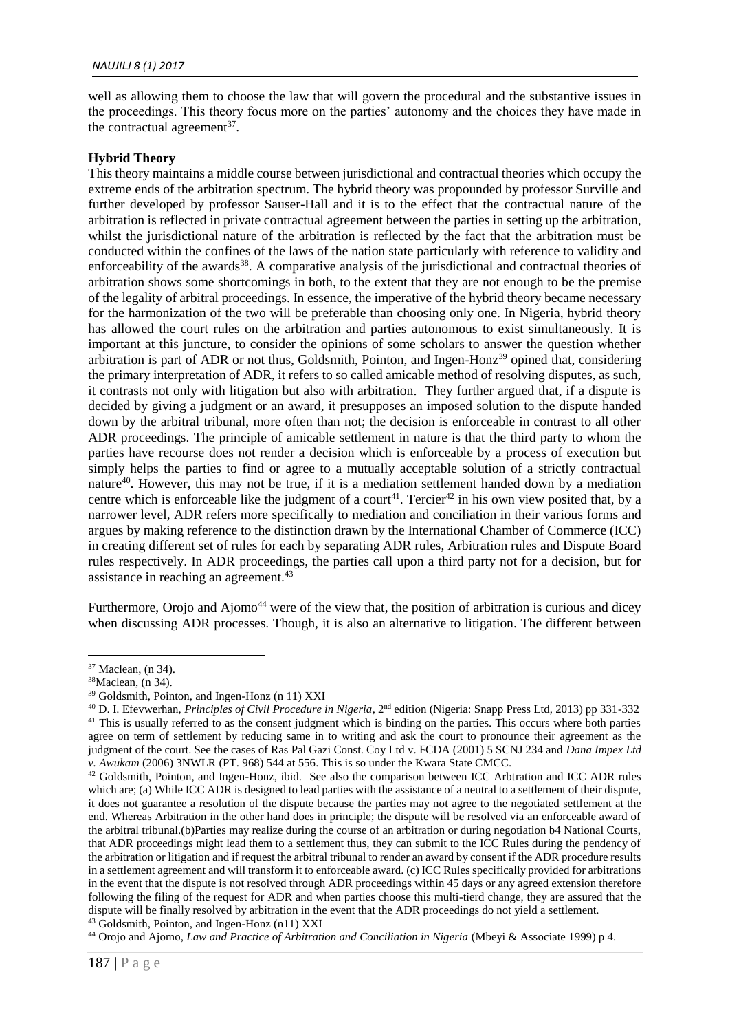well as allowing them to choose the law that will govern the procedural and the substantive issues in the proceedings. This theory focus more on the parties' autonomy and the choices they have made in the contractual agreement[37].

**Hybrid Theory**

This theory maintains a middle course between jurisdictional and contractual theories which occupy the extreme ends of the arbitration spectrum. The hybrid theory was propounded by professor Surville and further developed by professor Sauser-Hall and it is to the effect that the contractual nature of the arbitration is reflected in private contractual agreement between the parties in setting up the arbitration, whilst the jurisdictional nature of the arbitration is reflected by the fact that the arbitration must be conducted within the confines of the laws of the nation state particularly with reference to validity and enforceability of the awards[38]. A comparative analysis of the jurisdictional and contractual theories of arbitration shows some shortcomings in both, to the extent that they are not enough to be the premise of the legality of arbitral proceedings. In essence, the imperative of the hybrid theory became necessary for the harmonization of the two will be preferable than choosing only one. In Nigeria, hybrid theory has allowed the court rules on the arbitration and parties autonomous to exist simultaneously. It is important at this juncture, to consider the opinions of some scholars to answer the question whether arbitration is part of ADR or not thus, Goldsmith, Pointon, and Ingen-Honz[39] opined that, considering the primary interpretation of ADR, it refers to so called amicable method of resolving disputes, as such, it contrasts not only with litigation but also with arbitration. They further argued that, if a dispute is decided by giving a judgment or an award, it presupposes an imposed solution to the dispute handed down by the arbitral tribunal, more often than not; the decision is enforceable in contrast to all other ADR proceedings. The principle of amicable settlement in nature is that the third party to whom the parties have recourse does not render a decision which is enforceable by a process of execution but simply helps the parties to find or agree to a mutually acceptable solution of a strictly contractual nature[40]. However, this may not be true, if it is a mediation settlement handed down by a mediation centre which is enforceable like the judgment of a court[41]. Tercier[42] in his own view posited that, by a narrower level, ADR refers more specifically to mediation and conciliation in their various forms and argues by making reference to the distinction drawn by the International Chamber of Commerce (ICC) in creating different set of rules for each by separating ADR rules, Arbitration rules and Dispute Board rules respectively. In ADR proceedings, the parties call upon a third party not for a decision, but for assistance in reaching an agreement.[43]

Furthermore, Orojo and Ajomo[44] were of the view that, the position of arbitration is curious and dicey when discussing ADR processes. Though, it is also an alternative to litigation. The different between

---

[37] Maclean, (n 34).

[38] Maclean, (n 34).

[39] Goldsmith, Pointon, and Ingen-Honz (n 11) XXI

[40] D. I. Efevwerhan, *Principles of Civil Procedure in Nigeria*, 2nd edition (Nigeria: Snapp Press Ltd, 2013) pp 331-332

[41] This is usually referred to as the consent judgment which is binding on the parties. This occurs where both parties agree on term of settlement by reducing same in to writing and ask the court to pronounce their agreement as the judgment of the court. See the cases of Ras Pal Gazi Const. Coy Ltd v. FCDA (2001) 5 SCNJ 234 and *Dana Impex Ltd v. Awukam* (2006) 3NWLR (PT. 968) 544 at 556. This is so under the Kwara State CMCC.

[42] Goldsmith, Pointon, and Ingen-Honz, ibid. See also the comparison between ICC Arbtration and ICC ADR rules which are; (a) While ICC ADR is designed to lead parties with the assistance of a neutral to a settlement of their dispute, it does not guarantee a resolution of the dispute because the parties may not agree to the negotiated settlement at the end. Whereas Arbitration in the other hand does in principle; the dispute will be resolved via an enforceable award of the arbitral tribunal.(b)Parties may realize during the course of an arbitration or during negotiation b4 National Courts, that ADR proceedings might lead them to a settlement thus, they can submit to the ICC Rules during the pendency of the arbitration or litigation and if request the arbitral tribunal to render an award by consent if the ADR procedure results in a settlement agreement and will transform it to enforceable award. (c) ICC Rules specifically provided for arbitrations in the event that the dispute is not resolved through ADR proceedings within 45 days or any agreed extension therefore following the filing of the request for ADR and when parties choose this multi-tierd change, they are assured that the dispute will be finally resolved by arbitration in the event that the ADR proceedings do not yield a settlement.

[43] Goldsmith, Pointon, and Ingen-Honz (n11) XXI

[44] Orojo and Ajomo, *Law and Practice of Arbitration and Conciliation in Nigeria* (Mbeyi & Associate 1999) p 4.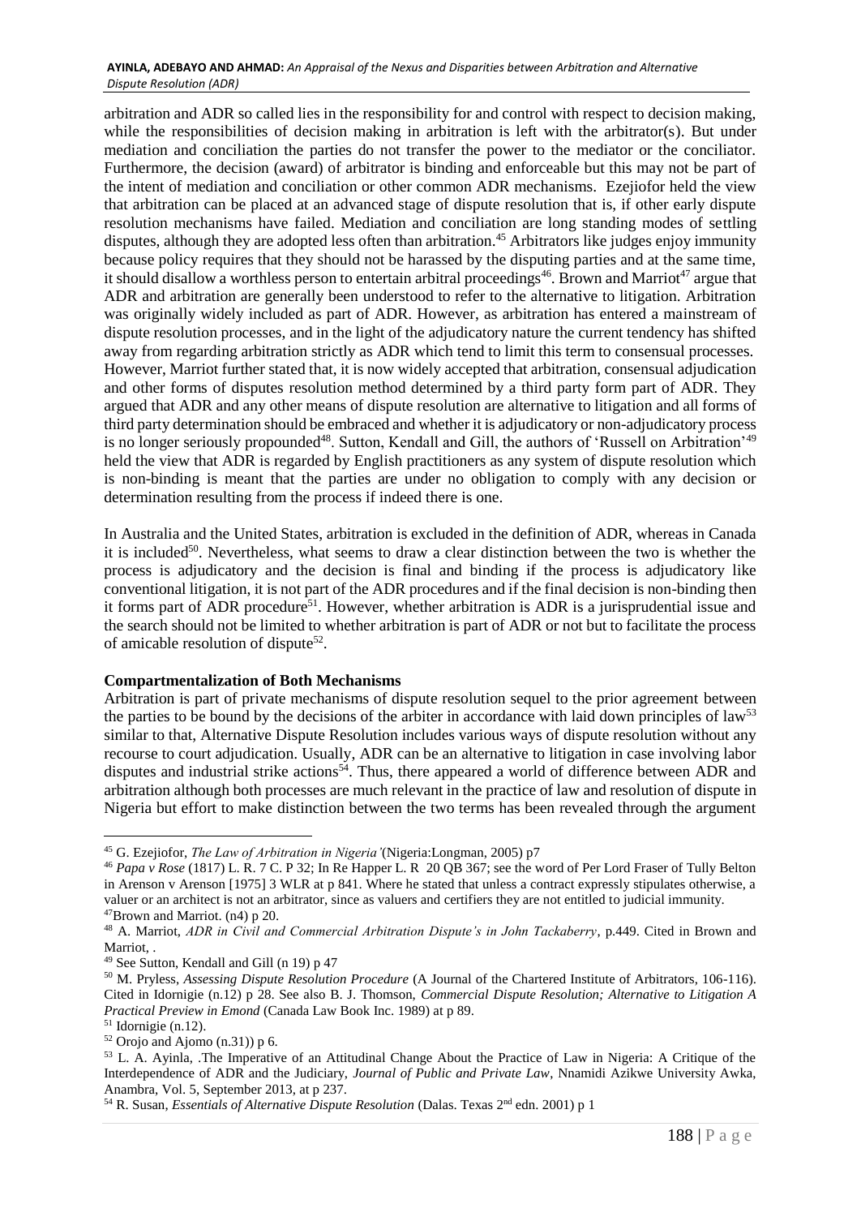arbitration and ADR so called lies in the responsibility for and control with respect to decision making, while the responsibilities of decision making in arbitration is left with the arbitrator(s). But under mediation and conciliation the parties do not transfer the power to the mediator or the conciliator. Furthermore, the decision (award) of arbitrator is binding and enforceable but this may not be part of the intent of mediation and conciliation or other common ADR mechanisms. Ezejiofor held the view that arbitration can be placed at an advanced stage of dispute resolution that is, if other early dispute resolution mechanisms have failed. Mediation and conciliation are long standing modes of settling disputes, although they are adopted less often than arbitration.[45] Arbitrators like judges enjoy immunity because policy requires that they should not be harassed by the disputing parties and at the same time, it should disallow a worthless person to entertain arbitral proceedings[46]. Brown and Marriot[47] argue that ADR and arbitration are generally been understood to refer to the alternative to litigation. Arbitration was originally widely included as part of ADR. However, as arbitration has entered a mainstream of dispute resolution processes, and in the light of the adjudicatory nature the current tendency has shifted away from regarding arbitration strictly as ADR which tend to limit this term to consensual processes. However, Marriot further stated that, it is now widely accepted that arbitration, consensual adjudication and other forms of disputes resolution method determined by a third party form part of ADR. They argued that ADR and any other means of dispute resolution are alternative to litigation and all forms of third party determination should be embraced and whether it is adjudicatory or non-adjudicatory process is no longer seriously propounded[48]. Sutton, Kendall and Gill, the authors of 'Russell on Arbitration'[49] held the view that ADR is regarded by English practitioners as any system of dispute resolution which is non-binding is meant that the parties are under no obligation to comply with any decision or determination resulting from the process if indeed there is one.

In Australia and the United States, arbitration is excluded in the definition of ADR, whereas in Canada it is included[50]. Nevertheless, what seems to draw a clear distinction between the two is whether the process is adjudicatory and the decision is final and binding if the process is adjudicatory like conventional litigation, it is not part of the ADR procedures and if the final decision is non-binding then it forms part of ADR procedure[51]. However, whether arbitration is ADR is a jurisprudential issue and the search should not be limited to whether arbitration is part of ADR or not but to facilitate the process of amicable resolution of dispute[52].

**Compartmentalization of Both Mechanisms**

Arbitration is part of private mechanisms of dispute resolution sequel to the prior agreement between the parties to be bound by the decisions of the arbiter in accordance with laid down principles of law[53] similar to that, Alternative Dispute Resolution includes various ways of dispute resolution without any recourse to court adjudication. Usually, ADR can be an alternative to litigation in case involving labor disputes and industrial strike actions[54]. Thus, there appeared a world of difference between ADR and arbitration although both processes are much relevant in the practice of law and resolution of dispute in Nigeria but effort to make distinction between the two terms has been revealed through the argument

---

[45] G. Ezejiofor, *The Law of Arbitration in Nigeria'*(Nigeria:Longman, 2005) p7

[46] *Papa v Rose* (1817) L. R. 7 C. P 32; In Re Happer L. R 20 QB 367; see the word of Per Lord Fraser of Tully Belton in Arenson v Arenson [1975] 3 WLR at p 841. Where he stated that unless a contract expressly stipulates otherwise, a valuer or an architect is not an arbitrator, since as valuers and certifiers they are not entitled to judicial immunity.

[47] Brown and Marriot. (n4) p 20.

[48] A. Marriot, *ADR in Civil and Commercial Arbitration Dispute's in John Tackaberry*, p.449. Cited in Brown and Marriot, .

[49] See Sutton, Kendall and Gill (n 19) p 47

[50] M. Pryless, *Assessing Dispute Resolution Procedure* (A Journal of the Chartered Institute of Arbitrators, 106-116). Cited in Idornigie (n.12) p 28. See also B. J. Thomson, *Commercial Dispute Resolution; Alternative to Litigation A Practical Preview in Emond* (Canada Law Book Inc. 1989) at p 89.

[51] Idornigie (n.12).

[52] Orojo and Ajomo (n.31)) p 6.

[53] L. A. Ayinla, .The Imperative of an Attitudinal Change About the Practice of Law in Nigeria: A Critique of the Interdependence of ADR and the Judiciary, *Journal of Public and Private Law*, Nnamidi Azikwe University Awka, Anambra, Vol. 5, September 2013, at p 237.

[54] R. Susan, *Essentials of Alternative Dispute Resolution* (Dalas. Texas 2nd edn. 2001) p 1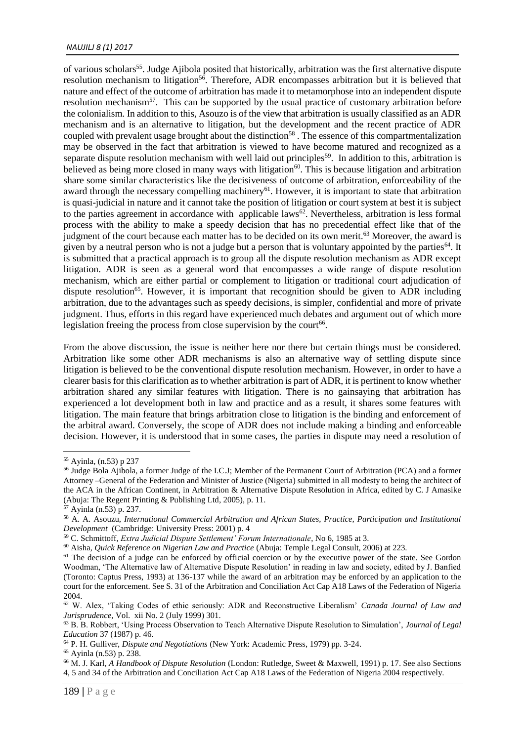of various scholars[55]. Judge Ajibola posited that historically, arbitration was the first alternative dispute resolution mechanism to litigation[56]. Therefore, ADR encompasses arbitration but it is believed that nature and effect of the outcome of arbitration has made it to metamorphose into an independent dispute resolution mechanism[57]. This can be supported by the usual practice of customary arbitration before the colonialism. In addition to this, Asouzo is of the view that arbitration is usually classified as an ADR mechanism and is an alternative to litigation, but the development and the recent practice of ADR coupled with prevalent usage brought about the distinction[58] . The essence of this compartmentalization may be observed in the fact that arbitration is viewed to have become matured and recognized as a separate dispute resolution mechanism with well laid out principles[59]. In addition to this, arbitration is believed as being more closed in many ways with litigation[60]. This is because litigation and arbitration share some similar characteristics like the decisiveness of outcome of arbitration, enforceability of the award through the necessary compelling machinery[61]. However, it is important to state that arbitration is quasi-judicial in nature and it cannot take the position of litigation or court system at best it is subject to the parties agreement in accordance with applicable laws[62]. Nevertheless, arbitration is less formal process with the ability to make a speedy decision that has no precedential effect like that of the judgment of the court because each matter has to be decided on its own merit.[63] Moreover, the award is given by a neutral person who is not a judge but a person that is voluntary appointed by the parties[64]. It is submitted that a practical approach is to group all the dispute resolution mechanism as ADR except litigation. ADR is seen as a general word that encompasses a wide range of dispute resolution mechanism, which are either partial or complement to litigation or traditional court adjudication of dispute resolution[65]. However, it is important that recognition should be given to ADR including arbitration, due to the advantages such as speedy decisions, is simpler, confidential and more of private judgment. Thus, efforts in this regard have experienced much debates and argument out of which more legislation freeing the process from close supervision by the court[66].

From the above discussion, the issue is neither here nor there but certain things must be considered. Arbitration like some other ADR mechanisms is also an alternative way of settling dispute since litigation is believed to be the conventional dispute resolution mechanism. However, in order to have a clearer basis for this clarification as to whether arbitration is part of ADR, it is pertinent to know whether arbitration shared any similar features with litigation. There is no gainsaying that arbitration has experienced a lot development both in law and practice and as a result, it shares some features with litigation. The main feature that brings arbitration close to litigation is the binding and enforcement of the arbitral award. Conversely, the scope of ADR does not include making a binding and enforceable decision. However, it is understood that in some cases, the parties in dispute may need a resolution of

---

[55] Ayinla, (n.53) p 237

[56] Judge Bola Ajibola, a former Judge of the I.C.J; Member of the Permanent Court of Arbitration (PCA) and a former Attorney –General of the Federation and Minister of Justice (Nigeria) submitted in all modesty to being the architect of the ACA in the African Continent, in Arbitration & Alternative Dispute Resolution in Africa, edited by C. J Amasike (Abuja: The Regent Printing & Publishing Ltd, 2005), p. 11.

[57] Ayinla (n.53) p. 237.

[58] A. A. Asouzu, *International Commercial Arbitration and African States, Practice, Participation and Institutional Development* (Cambridge: University Press: 2001) p. 4

[59] C. Schmittoff, *Extra Judicial Dispute Settlement' Forum Internationale*, No 6, 1985 at 3.

[60] Aisha, *Quick Reference on Nigerian Law and Practice* (Abuja: Temple Legal Consult, 2006) at 223.

[61] The decision of a judge can be enforced by official coercion or by the executive power of the state. See Gordon Woodman, 'The Alternative law of Alternative Dispute Resolution' in reading in law and society, edited by J. Banfied (Toronto: Captus Press, 1993) at 136-137 while the award of an arbitration may be enforced by an application to the court for the enforcement. See S. 31 of the Arbitration and Conciliation Act Cap A18 Laws of the Federation of Nigeria 2004.

[62] W. Alex, 'Taking Codes of ethic seriously: ADR and Reconstructive Liberalism' *Canada Journal of Law and Jurisprudence*, Vol. xii No. 2 (July 1999) 301.

[63] B. B. Robbert, 'Using Process Observation to Teach Alternative Dispute Resolution to Simulation', *Journal of Legal Education* 37 (1987) p. 46.

[64] P. H. Gulliver, *Dispute and Negotiations* (New York: Academic Press, 1979) pp. 3-24.

[65] Ayinla (n.53) p. 238.

[66] M. J. Karl, *A Handbook of Dispute Resolution* (London: Rutledge, Sweet & Maxwell, 1991) p. 17. See also Sections 4, 5 and 34 of the Arbitration and Conciliation Act Cap A18 Laws of the Federation of Nigeria 2004 respectively.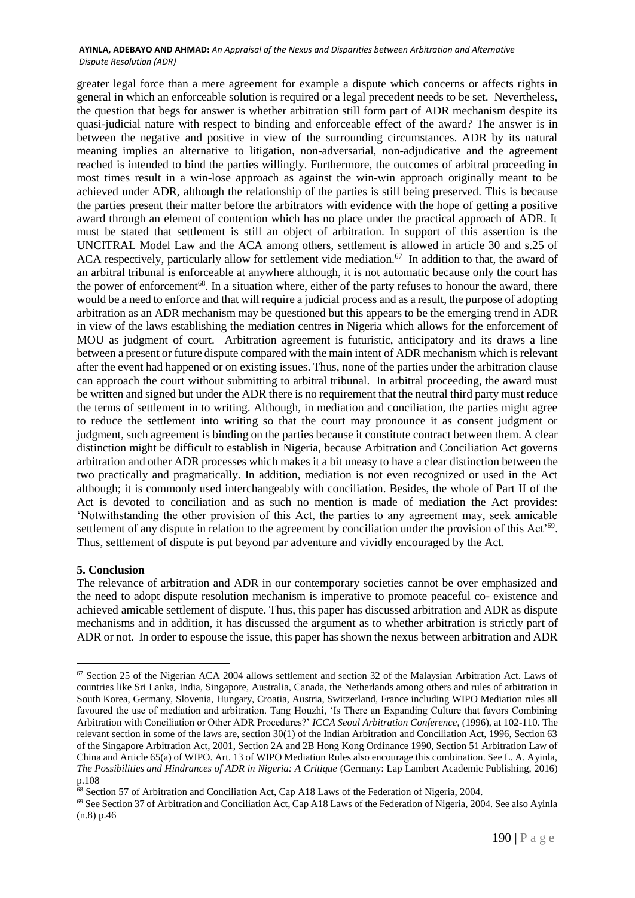greater legal force than a mere agreement for example a dispute which concerns or affects rights in general in which an enforceable solution is required or a legal precedent needs to be set. Nevertheless, the question that begs for answer is whether arbitration still form part of ADR mechanism despite its quasi-judicial nature with respect to binding and enforceable effect of the award? The answer is in between the negative and positive in view of the surrounding circumstances. ADR by its natural meaning implies an alternative to litigation, non-adversarial, non-adjudicative and the agreement reached is intended to bind the parties willingly. Furthermore, the outcomes of arbitral proceeding in most times result in a win-lose approach as against the win-win approach originally meant to be achieved under ADR, although the relationship of the parties is still being preserved. This is because the parties present their matter before the arbitrators with evidence with the hope of getting a positive award through an element of contention which has no place under the practical approach of ADR. It must be stated that settlement is still an object of arbitration. In support of this assertion is the UNCITRAL Model Law and the ACA among others, settlement is allowed in article 30 and s.25 of ACA respectively, particularly allow for settlement vide mediation.[67] In addition to that, the award of an arbitral tribunal is enforceable at anywhere although, it is not automatic because only the court has the power of enforcement[68]. In a situation where, either of the party refuses to honour the award, there would be a need to enforce and that will require a judicial process and as a result, the purpose of adopting arbitration as an ADR mechanism may be questioned but this appears to be the emerging trend in ADR in view of the laws establishing the mediation centres in Nigeria which allows for the enforcement of MOU as judgment of court. Arbitration agreement is futuristic, anticipatory and its draws a line between a present or future dispute compared with the main intent of ADR mechanism which is relevant after the event had happened or on existing issues. Thus, none of the parties under the arbitration clause can approach the court without submitting to arbitral tribunal. In arbitral proceeding, the award must be written and signed but under the ADR there is no requirement that the neutral third party must reduce the terms of settlement in to writing. Although, in mediation and conciliation, the parties might agree to reduce the settlement into writing so that the court may pronounce it as consent judgment or judgment, such agreement is binding on the parties because it constitute contract between them. A clear distinction might be difficult to establish in Nigeria, because Arbitration and Conciliation Act governs arbitration and other ADR processes which makes it a bit uneasy to have a clear distinction between the two practically and pragmatically. In addition, mediation is not even recognized or used in the Act although; it is commonly used interchangeably with conciliation. Besides, the whole of Part II of the Act is devoted to conciliation and as such no mention is made of mediation the Act provides: 'Notwithstanding the other provision of this Act, the parties to any agreement may, seek amicable settlement of any dispute in relation to the agreement by conciliation under the provision of this Act'[69]. Thus, settlement of dispute is put beyond par adventure and vividly encouraged by the Act.

## 5. Conclusion

The relevance of arbitration and ADR in our contemporary societies cannot be over emphasized and the need to adopt dispute resolution mechanism is imperative to promote peaceful co- existence and achieved amicable settlement of dispute. Thus, this paper has discussed arbitration and ADR as dispute mechanisms and in addition, it has discussed the argument as to whether arbitration is strictly part of ADR or not. In order to espouse the issue, this paper has shown the nexus between arbitration and ADR

---

[67] Section 25 of the Nigerian ACA 2004 allows settlement and section 32 of the Malaysian Arbitration Act. Laws of countries like Sri Lanka, India, Singapore, Australia, Canada, the Netherlands among others and rules of arbitration in South Korea, Germany, Slovenia, Hungary, Croatia, Austria, Switzerland, France including WIPO Mediation rules all favoured the use of mediation and arbitration. Tang Houzhi, 'Is There an Expanding Culture that favors Combining Arbitration with Conciliation or Other ADR Procedures?' *ICCA Seoul Arbitration Conference*, (1996), at 102-110. The relevant section in some of the laws are, section 30(1) of the Indian Arbitration and Conciliation Act, 1996, Section 63 of the Singapore Arbitration Act, 2001, Section 2A and 2B Hong Kong Ordinance 1990, Section 51 Arbitration Law of China and Article 65(a) of WIPO. Art. 13 of WIPO Mediation Rules also encourage this combination. See L. A. Ayinla, *The Possibilities and Hindrances of ADR in Nigeria: A Critique* (Germany: Lap Lambert Academic Publishing, 2016) p.108

[68] Section 57 of Arbitration and Conciliation Act, Cap A18 Laws of the Federation of Nigeria, 2004.

[69] See Section 37 of Arbitration and Conciliation Act, Cap A18 Laws of the Federation of Nigeria, 2004. See also Ayinla (n.8) p.46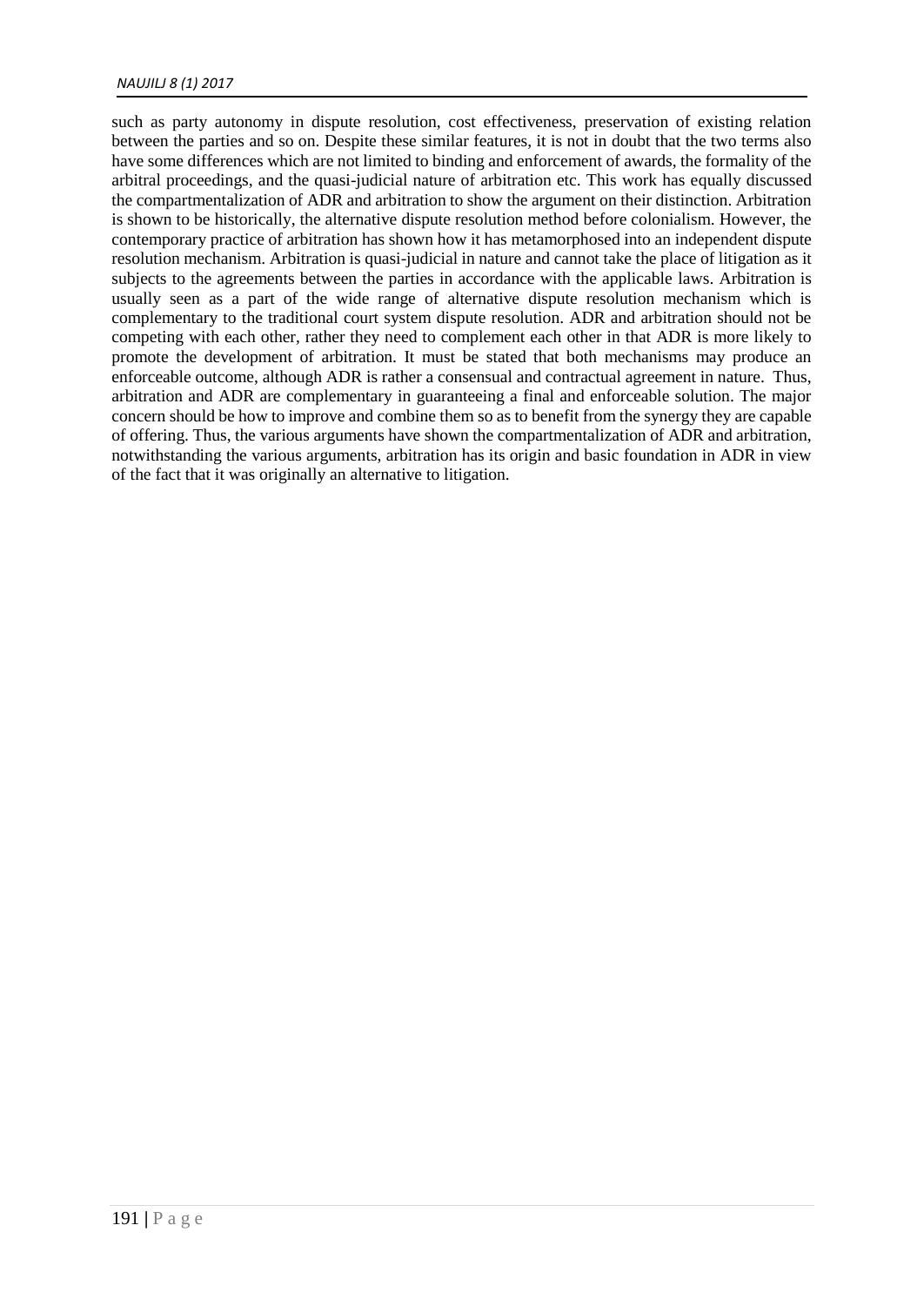such as party autonomy in dispute resolution, cost effectiveness, preservation of existing relation between the parties and so on. Despite these similar features, it is not in doubt that the two terms also have some differences which are not limited to binding and enforcement of awards, the formality of the arbitral proceedings, and the quasi-judicial nature of arbitration etc. This work has equally discussed the compartmentalization of ADR and arbitration to show the argument on their distinction. Arbitration is shown to be historically, the alternative dispute resolution method before colonialism. However, the contemporary practice of arbitration has shown how it has metamorphosed into an independent dispute resolution mechanism. Arbitration is quasi-judicial in nature and cannot take the place of litigation as it subjects to the agreements between the parties in accordance with the applicable laws. Arbitration is usually seen as a part of the wide range of alternative dispute resolution mechanism which is complementary to the traditional court system dispute resolution. ADR and arbitration should not be competing with each other, rather they need to complement each other in that ADR is more likely to promote the development of arbitration. It must be stated that both mechanisms may produce an enforceable outcome, although ADR is rather a consensual and contractual agreement in nature. Thus, arbitration and ADR are complementary in guaranteeing a final and enforceable solution. The major concern should be how to improve and combine them so as to benefit from the synergy they are capable of offering. Thus, the various arguments have shown the compartmentalization of ADR and arbitration, notwithstanding the various arguments, arbitration has its origin and basic foundation in ADR in view of the fact that it was originally an alternative to litigation.